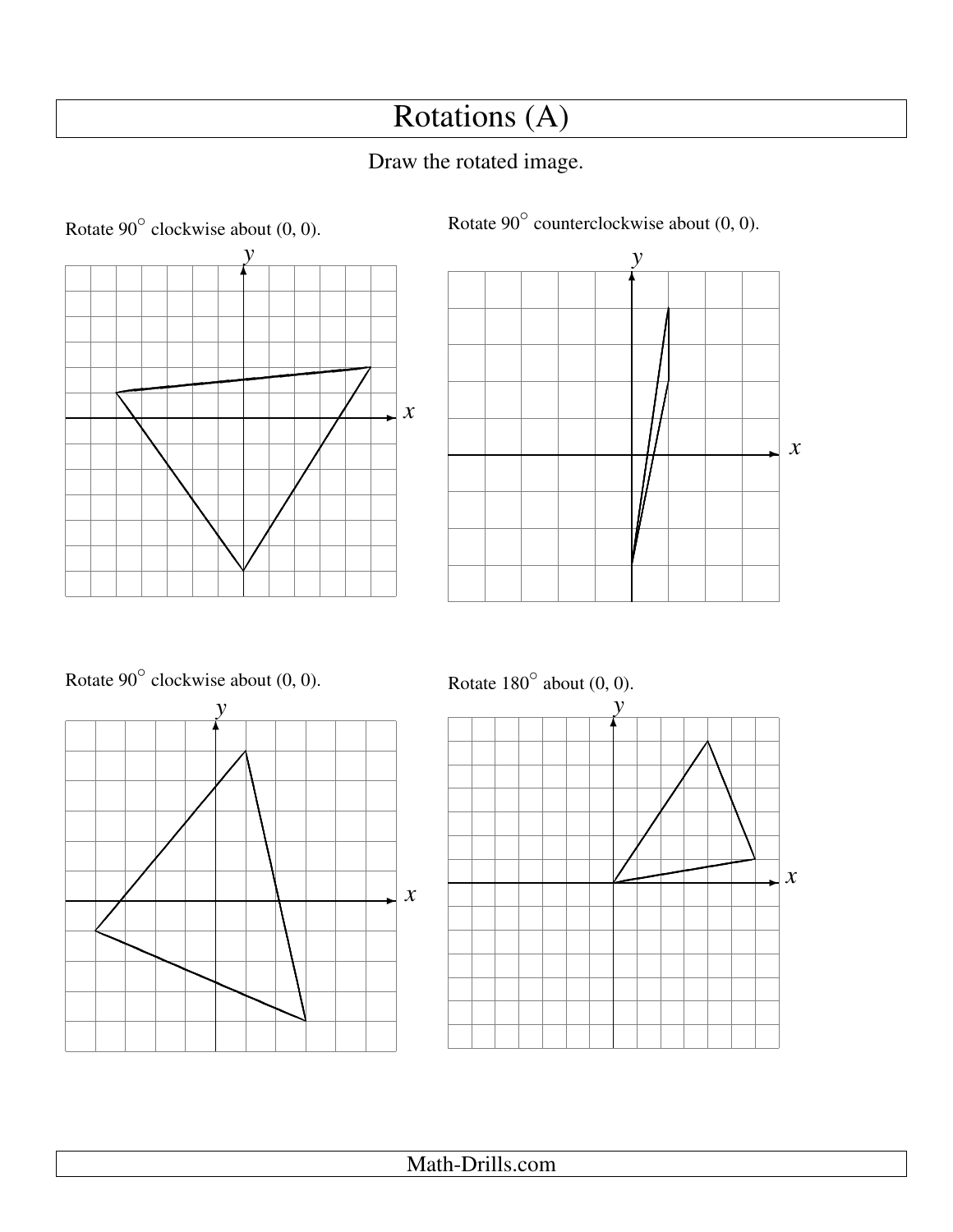# Rotations (A)

Draw the rotated image.

Rotate 90° clockwise about (0, 0).

Rotate 90° counterclockwise about (0, 0).

Rotate 90° clockwise about (0, 0).

Rotate 180° about (0, 0).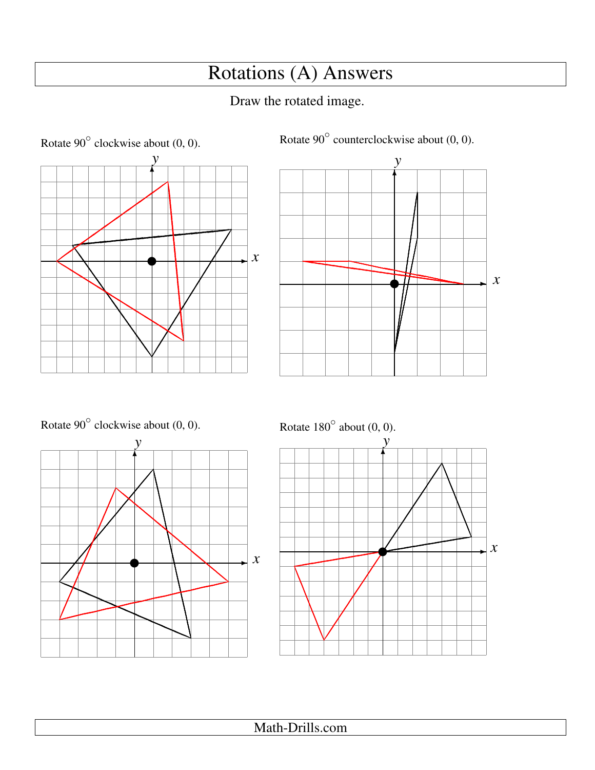# Rotations (A) Answers

Draw the rotated image.

Rotate 90° clockwise about (0, 0).

Rotate 90° counterclockwise about (0, 0).

Rotate 90° clockwise about (0, 0).

Rotate 180° about (0, 0).

Math-Drills.com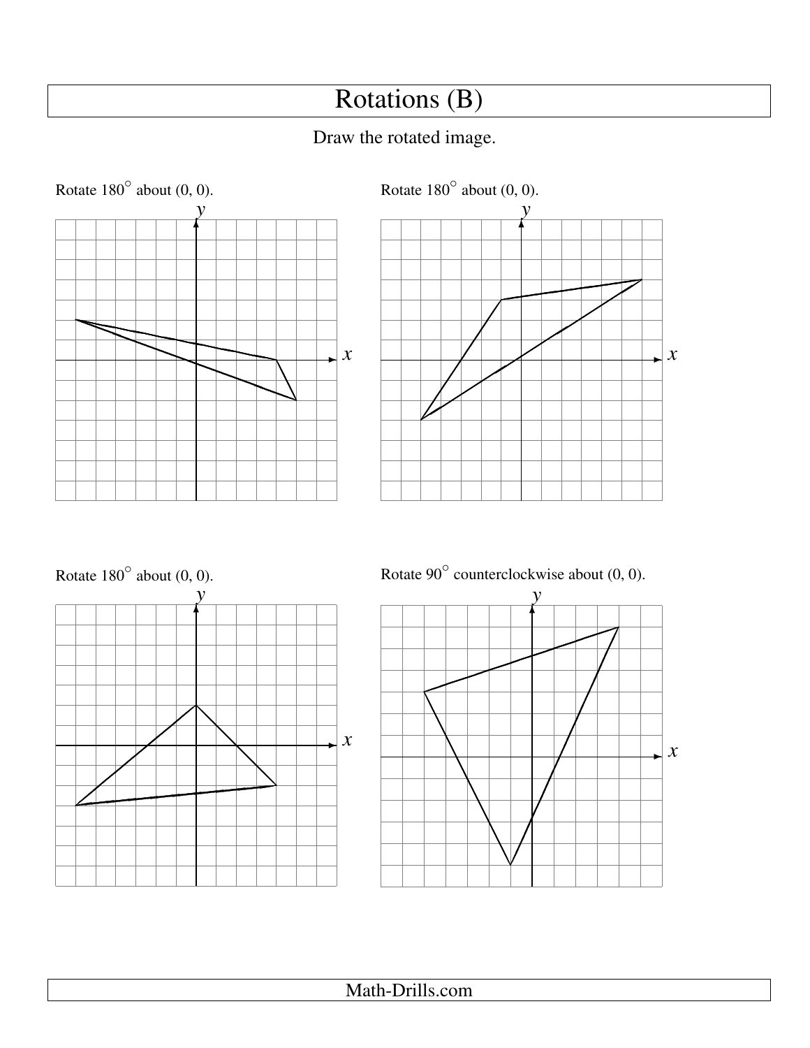# Rotations (B)

Draw the rotated image.

Rotate 180° about (0, 0).

Rotate 180° about (0, 0).

Rotate 180° about (0, 0).

Rotate 90° counterclockwise about (0, 0).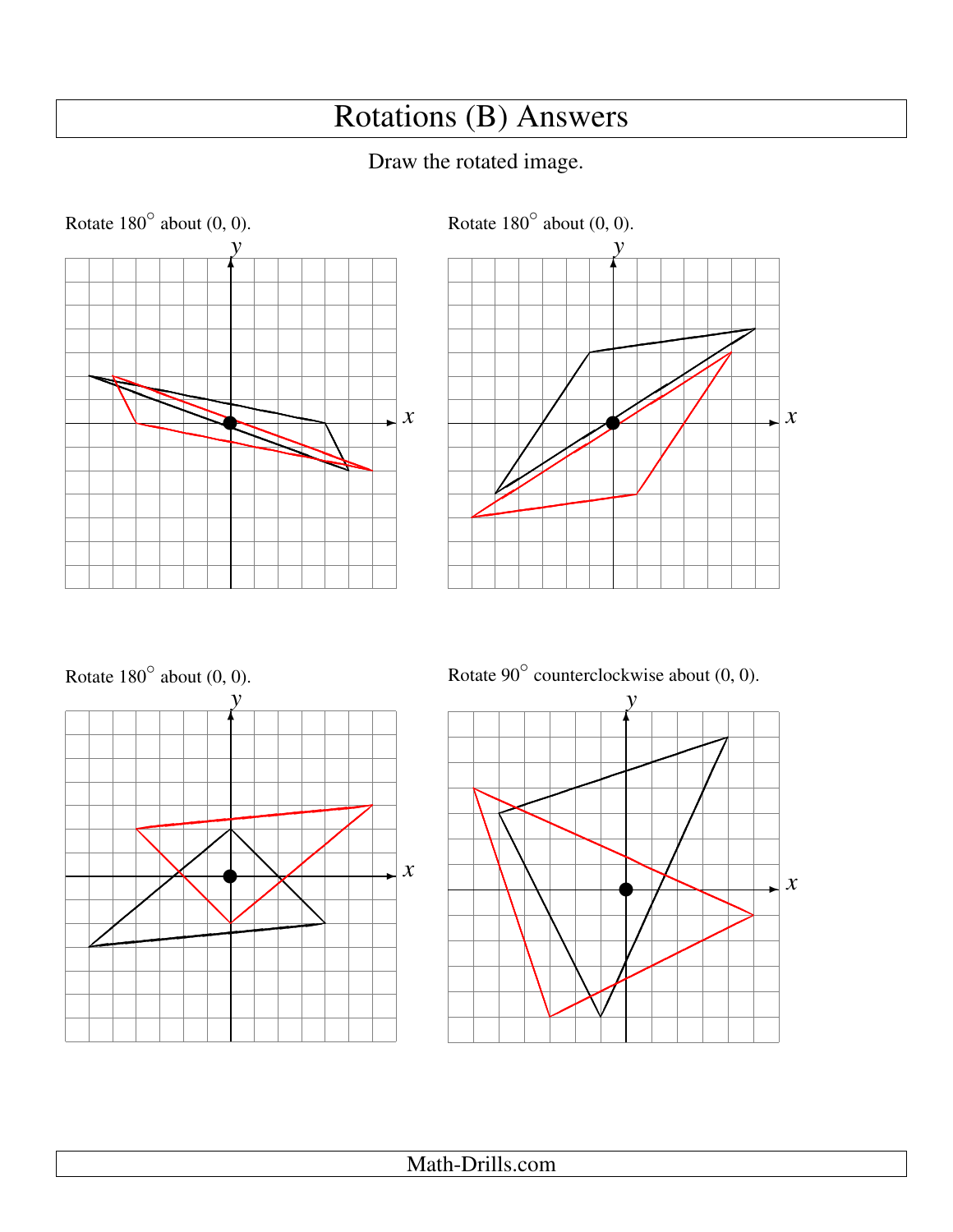# Rotations (B) Answers

Draw the rotated image.

Rotate 180° about (0, 0).

Rotate 180° about (0, 0).

Rotate 180° about (0, 0).

Rotate 90° counterclockwise about (0, 0).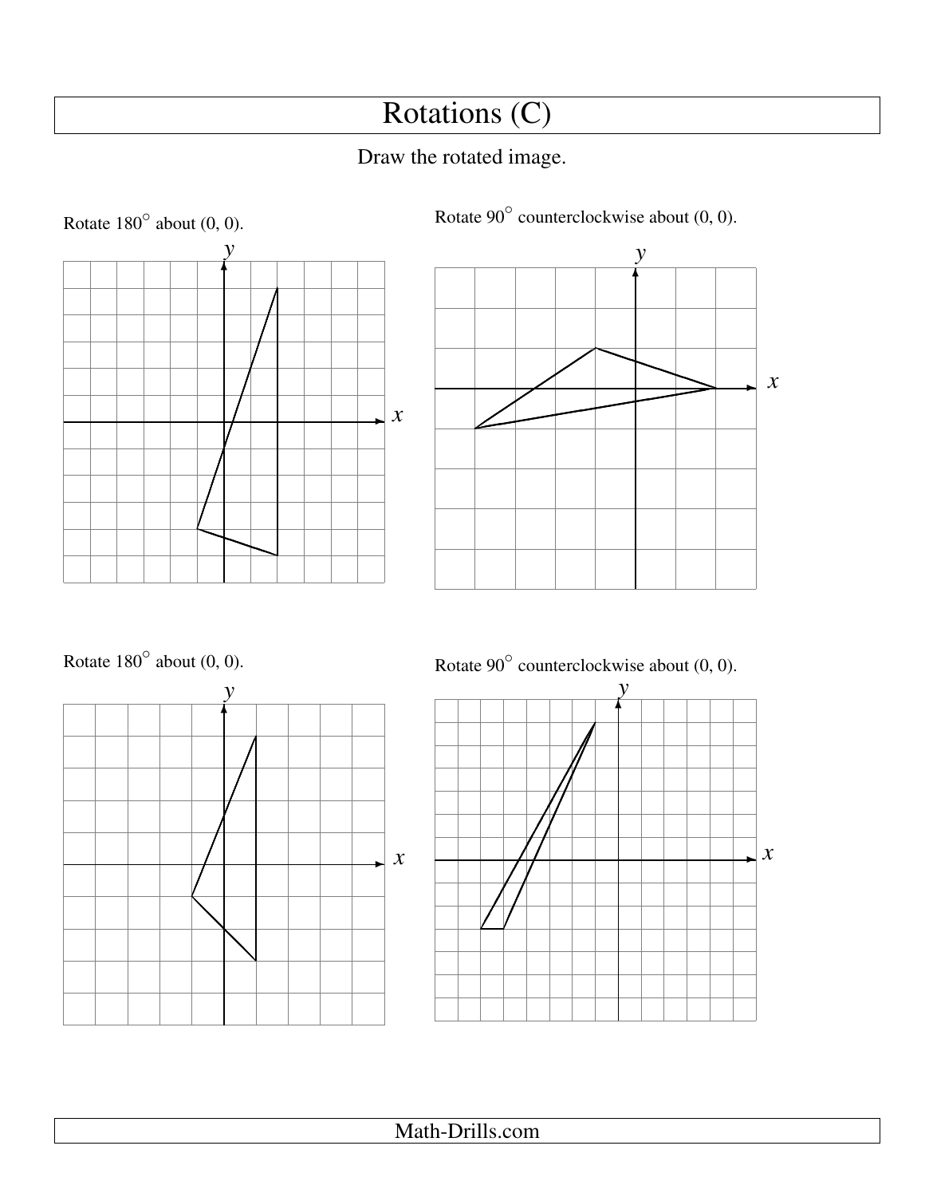# Rotations (C)

Draw the rotated image.

Rotate $180^\circ$ about (0, 0).

Rotate $90^\circ$ counterclockwise about (0, 0).

Rotate $180^\circ$ about (0, 0).

Rotate $90^\circ$ counterclockwise about (0, 0).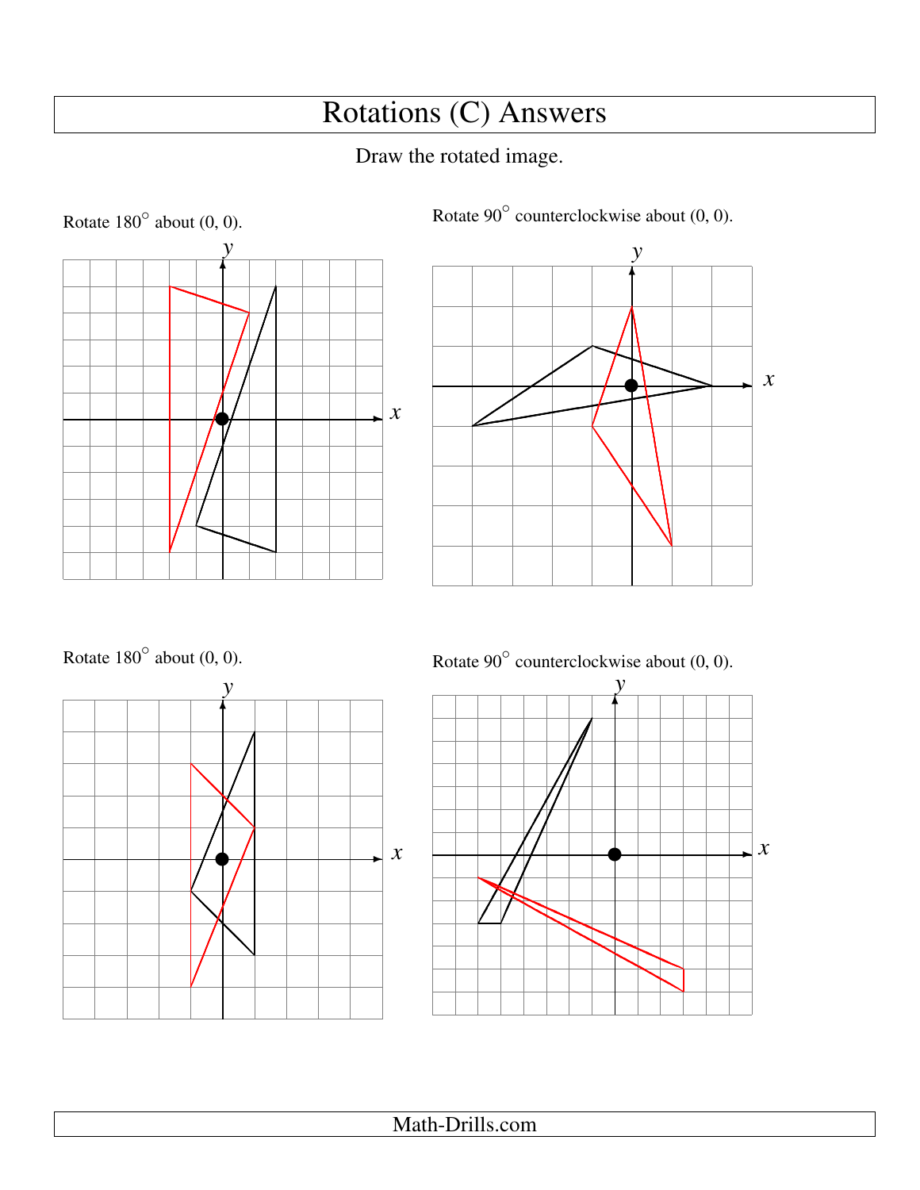# Rotations (C) Answers

Draw the rotated image.

Rotate 180° about (0, 0).

Rotate 90° counterclockwise about (0, 0).

Rotate 180° about (0, 0).

Rotate 90° counterclockwise about (0, 0).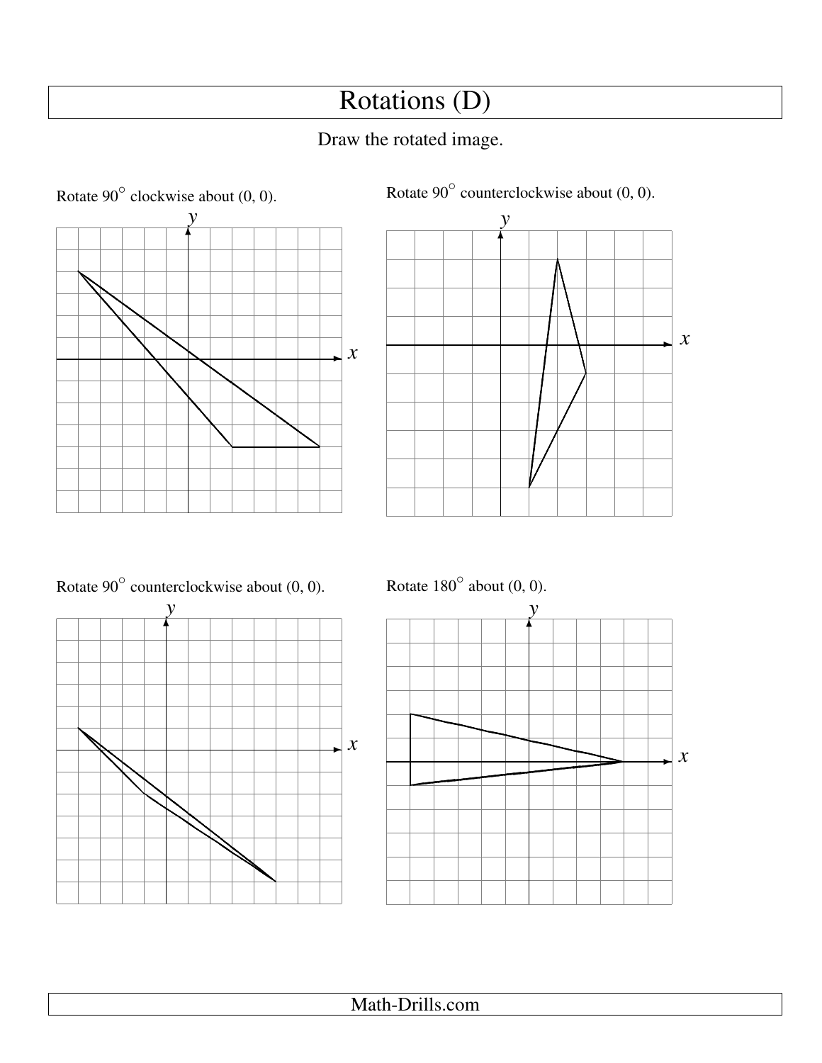# Rotations (D)

Draw the rotated image.

Rotate 90° clockwise about (0, 0).

Rotate 90° counterclockwise about (0, 0).

Rotate 90° counterclockwise about (0, 0).

Rotate 180° about (0, 0).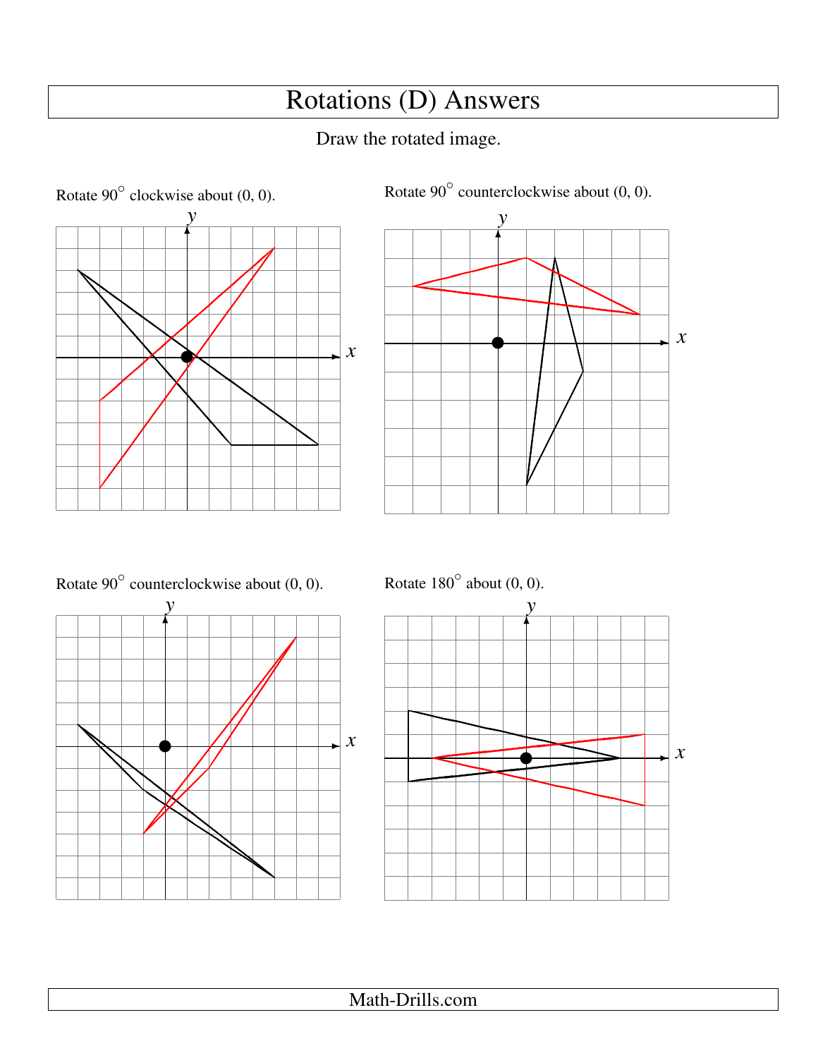# Rotations (D) Answers

Draw the rotated image.

Rotate 90° clockwise about (0, 0).

Rotate 90° counterclockwise about (0, 0).

Rotate 90° counterclockwise about (0, 0).

Rotate 180° about (0, 0).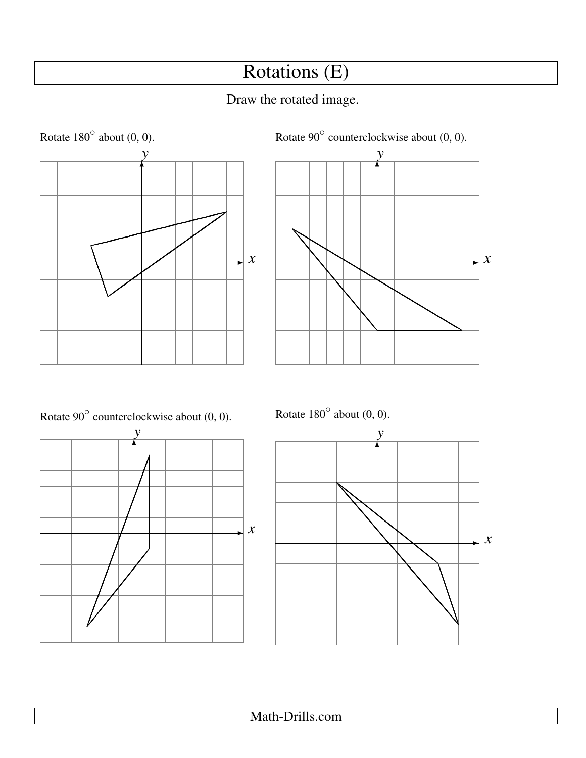# Rotations (E)

Draw the rotated image.

Rotate $180^\circ$ about (0, 0).

Rotate $90^\circ$ counterclockwise about (0, 0).

Rotate $90^\circ$ counterclockwise about (0, 0).

Rotate $180^\circ$ about (0, 0).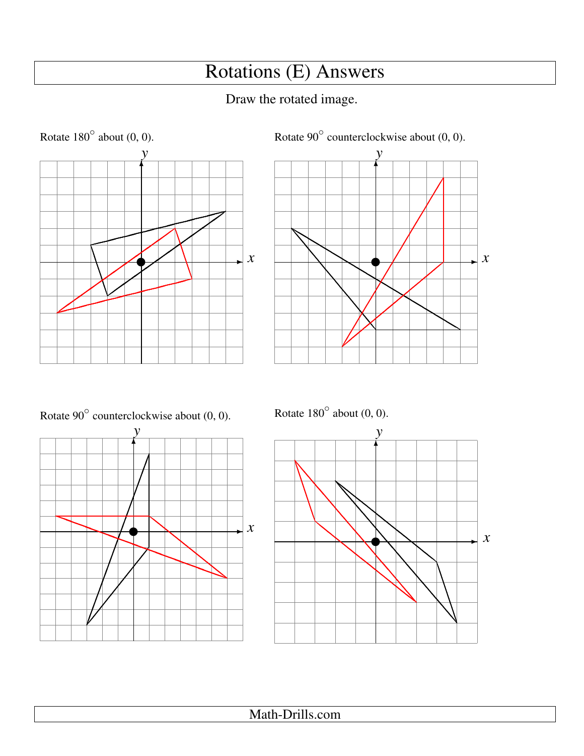# Rotations (E) Answers

Draw the rotated image.

Rotate 180° about (0, 0).

$x$ $y$

Rotate 90° counterclockwise about (0, 0).

$x$ $y$

Rotate 90° counterclockwise about (0, 0).

$x$ $y$

Rotate 180° about (0, 0).

$x$ $y$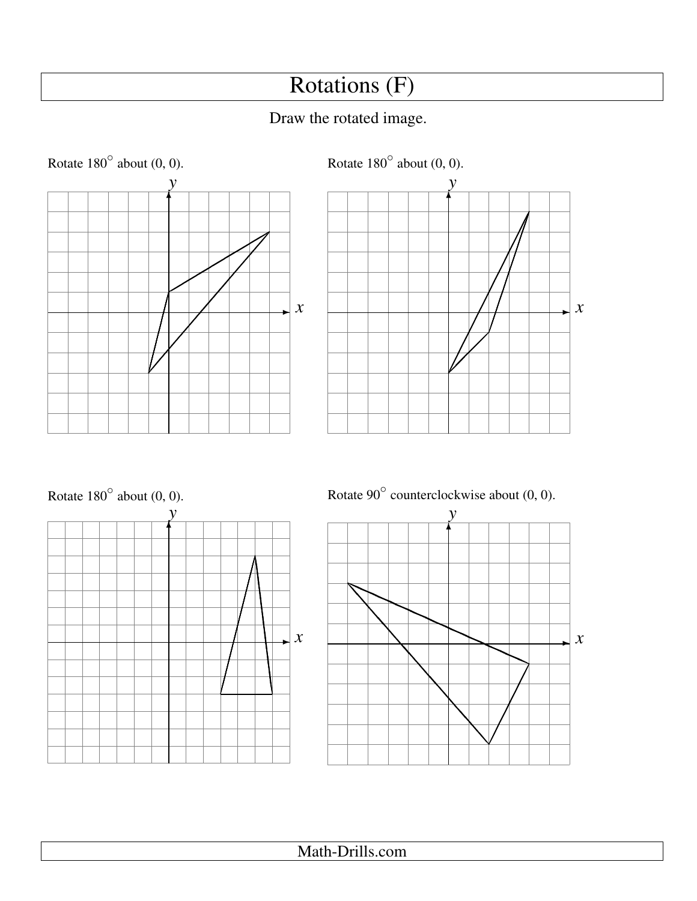# Rotations (F)

Draw the rotated image.

Rotate $180^\circ$ about (0, 0).

Rotate $180^\circ$ about (0, 0).

Rotate $180^\circ$ about (0, 0).

Rotate $90^\circ$ counterclockwise about (0, 0).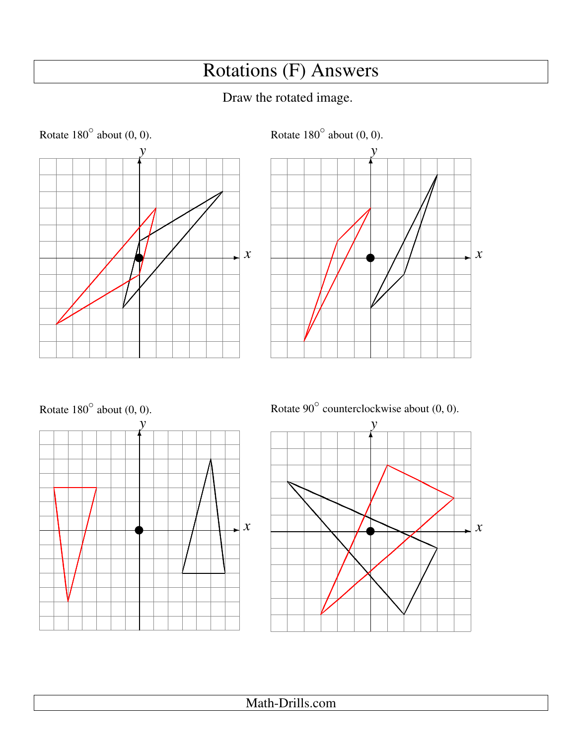# Rotations (F) Answers

Draw the rotated image.

Rotate 180° about (0, 0).

Rotate 180° about (0, 0).

Rotate 180° about (0, 0).

Rotate 90° counterclockwise about (0, 0).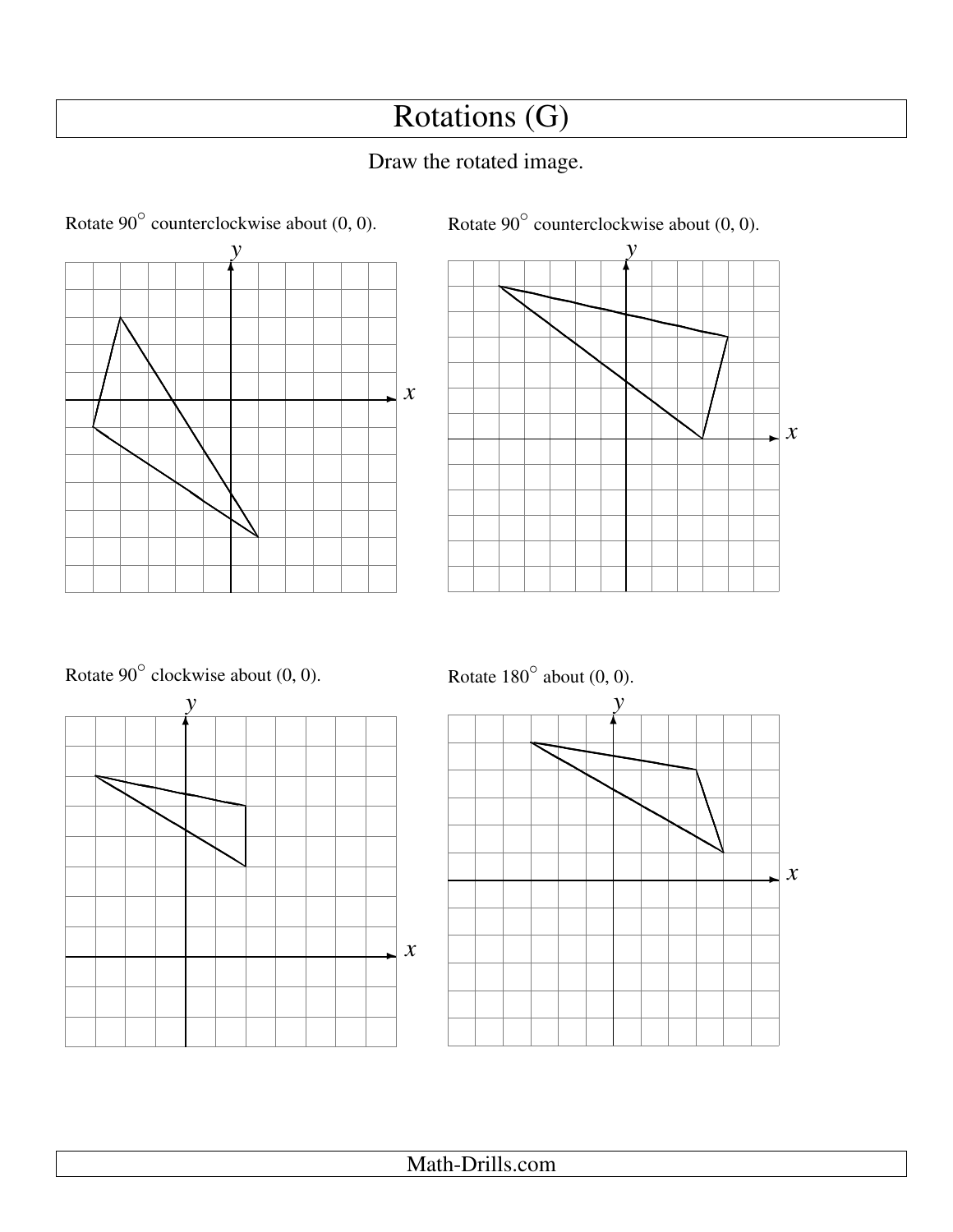# Rotations (G)

Draw the rotated image.

Rotate $90^\circ$ counterclockwise about (0, 0).

Rotate $90^\circ$ counterclockwise about (0, 0).

Rotate $90^\circ$ clockwise about (0, 0).

Rotate $180^\circ$ about (0, 0).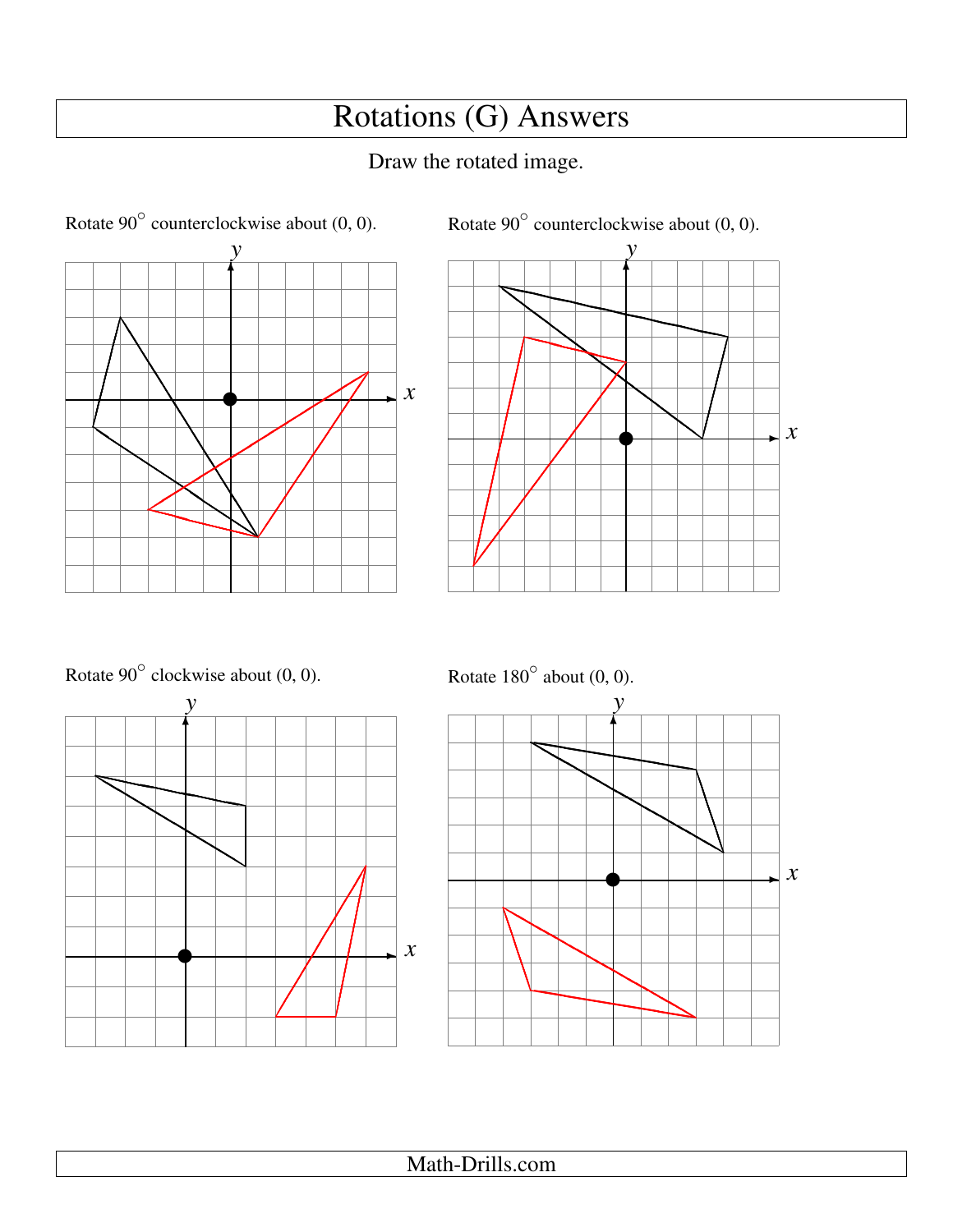# Rotations (G) Answers

Draw the rotated image.

Rotate 90° counterclockwise about (0, 0).

Rotate 90° counterclockwise about (0, 0).

Rotate 90° clockwise about (0, 0).

Rotate 180° about (0, 0).

Math-Drills.com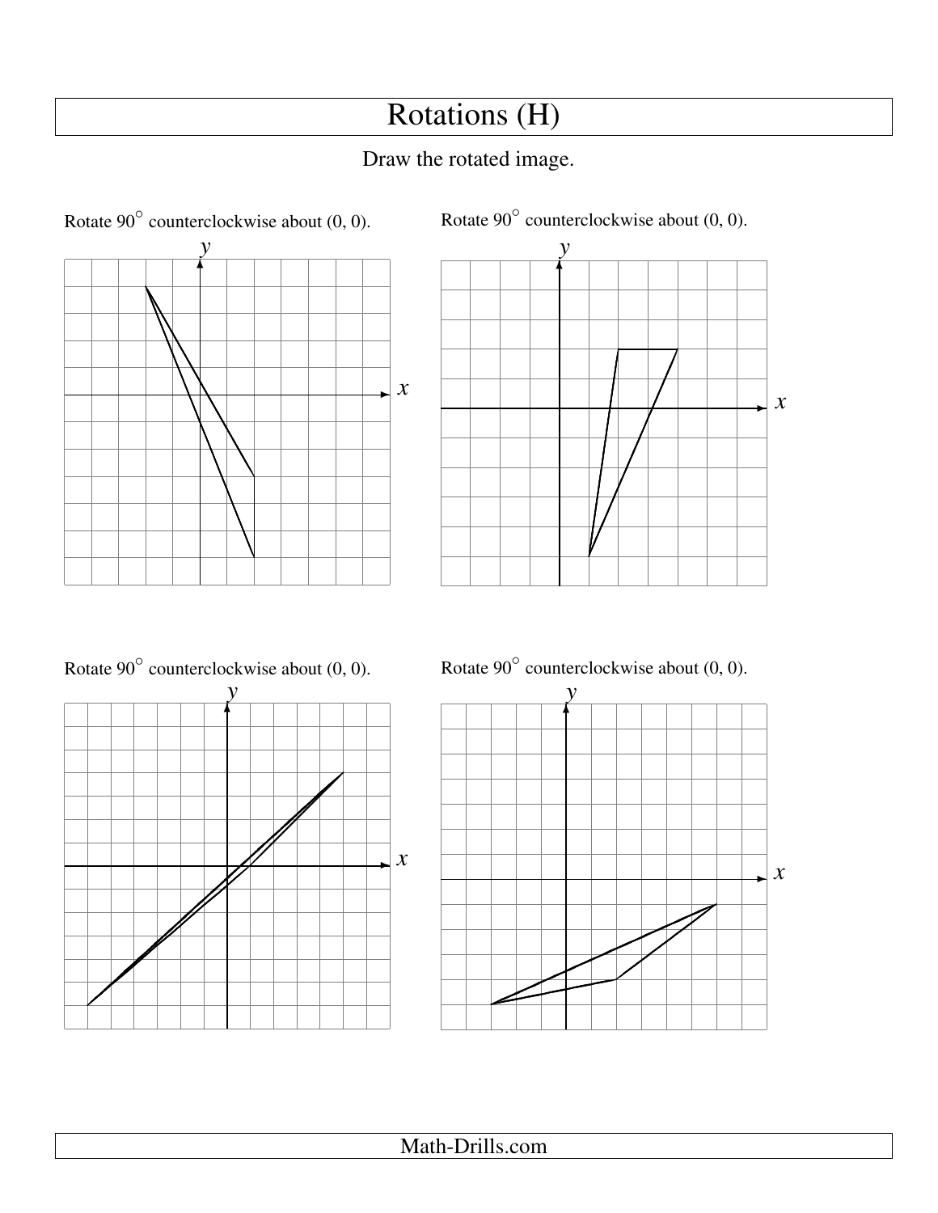# Rotations (H)

Draw the rotated image.

Rotate 90° counterclockwise about (0, 0).

Rotate 90° counterclockwise about (0, 0).

Rotate 90° counterclockwise about (0, 0).

Rotate 90° counterclockwise about (0, 0).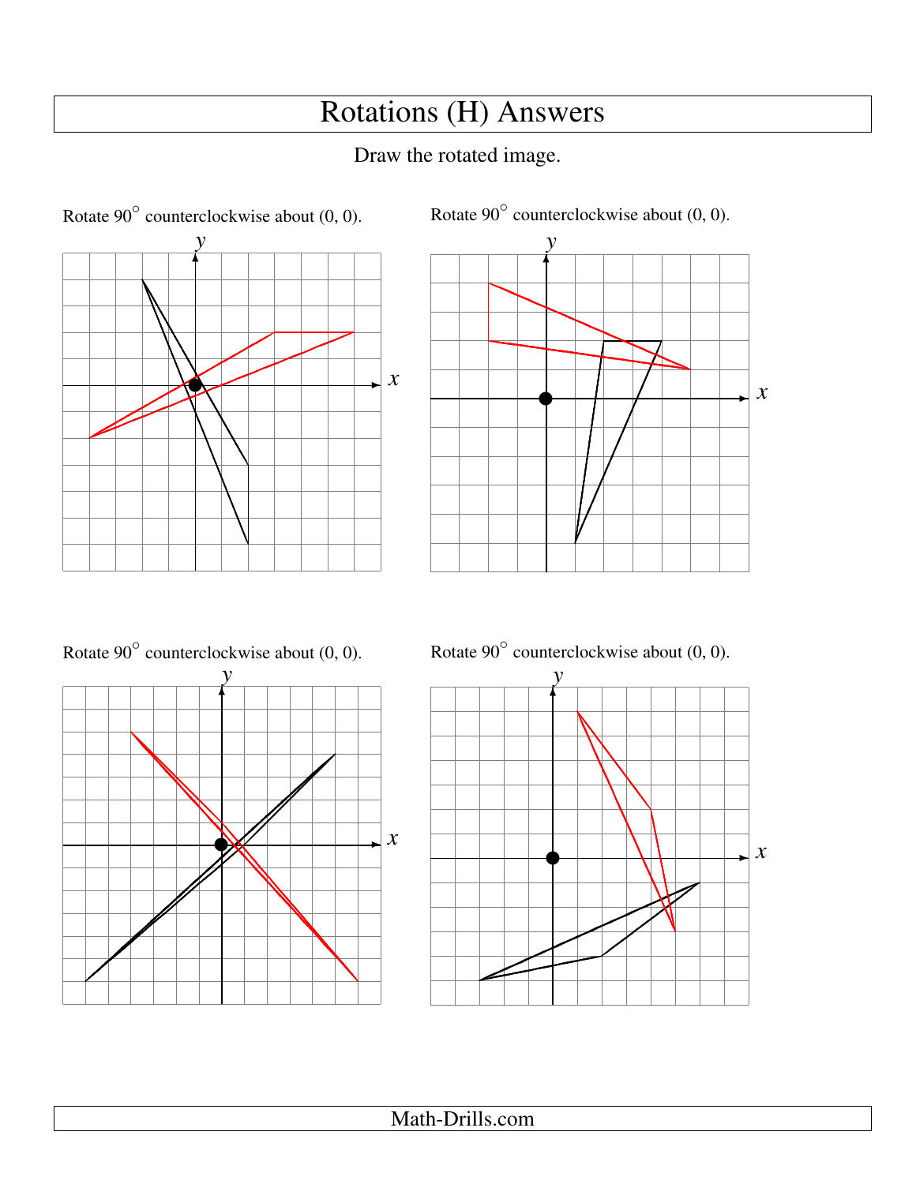# Rotations (H) Answers

Draw the rotated image.

Rotate 90° counterclockwise about (0, 0).

Rotate 90° counterclockwise about (0, 0).

Rotate 90° counterclockwise about (0, 0).

Rotate 90° counterclockwise about (0, 0).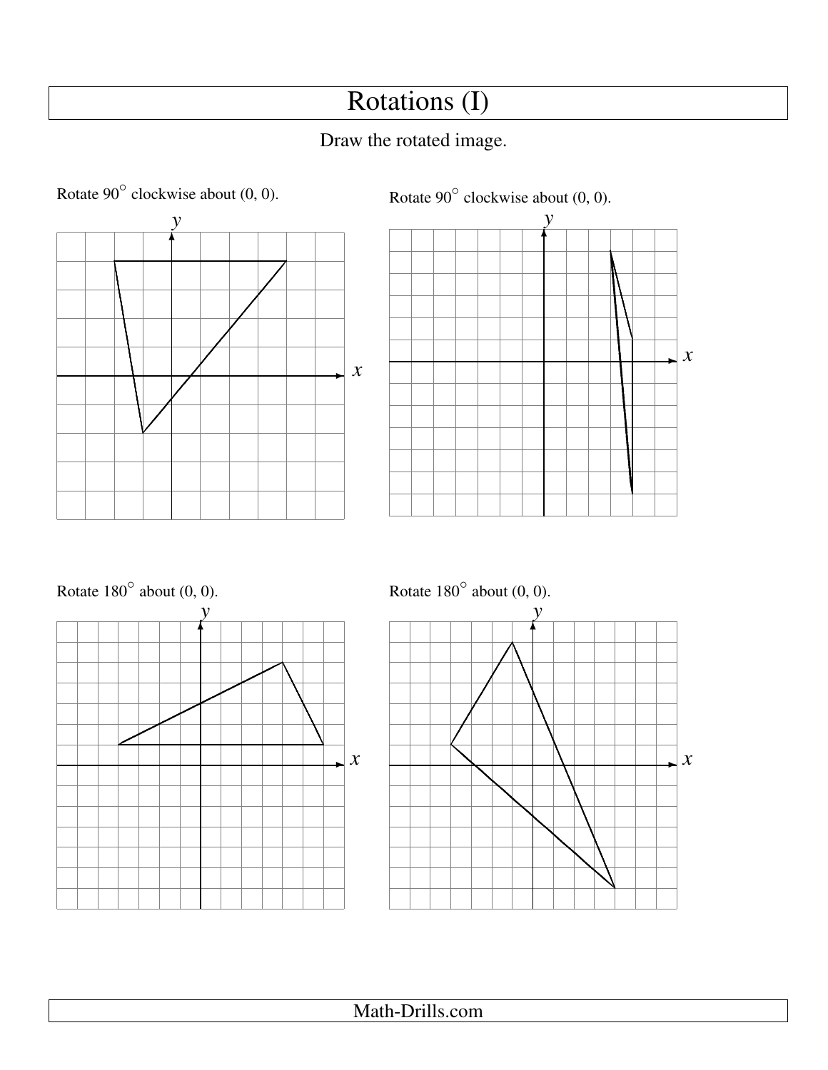# Rotations (I)

Draw the rotated image.

Rotate $90^\circ$ clockwise about (0, 0).

Rotate $90^\circ$ clockwise about (0, 0).

Rotate $180^\circ$ about (0, 0).

Rotate $180^\circ$ about (0, 0).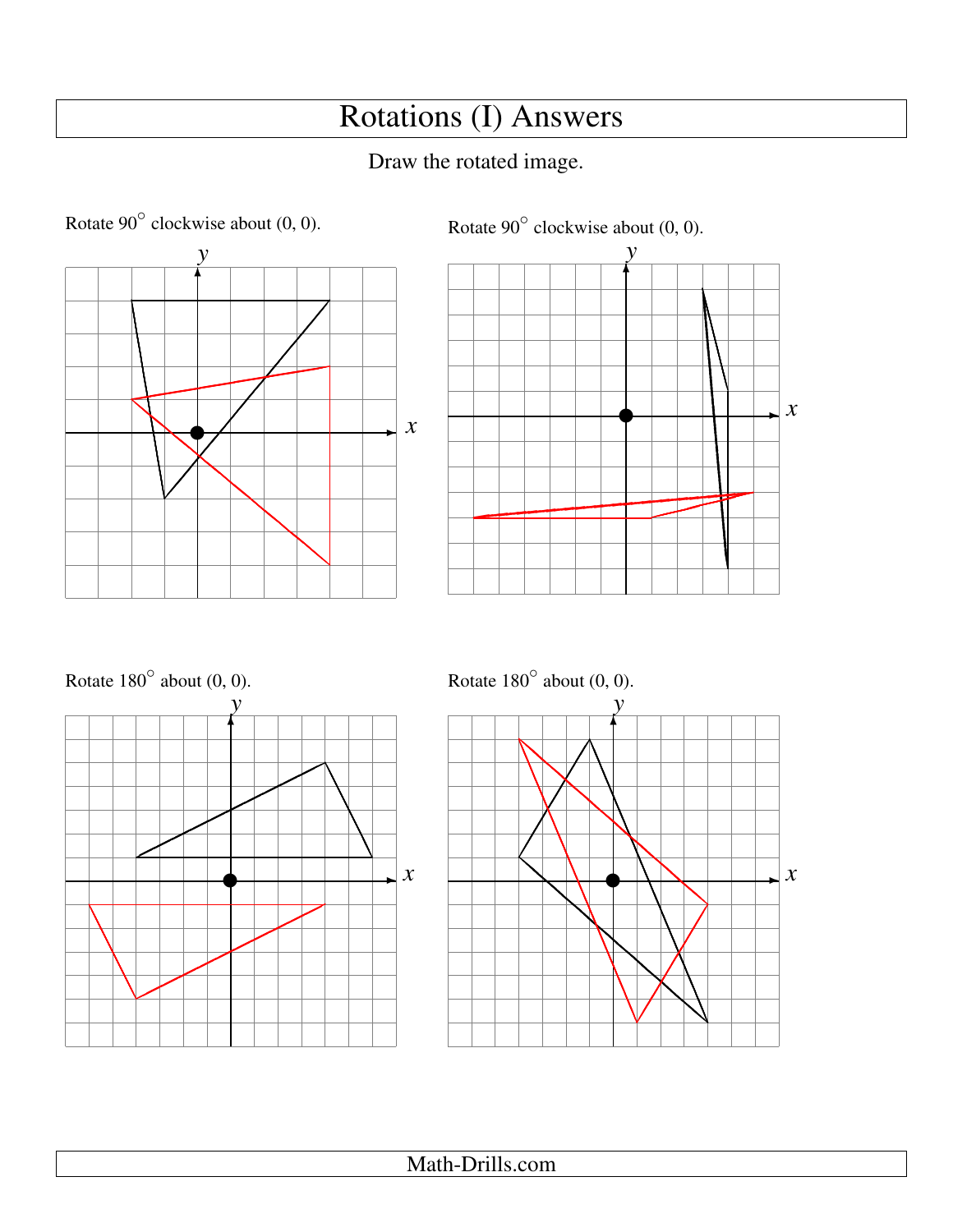# Rotations (I) Answers

Draw the rotated image.

Rotate 90° clockwise about (0, 0).

Rotate 90° clockwise about (0, 0).

Rotate 180° about (0, 0).

Rotate 180° about (0, 0).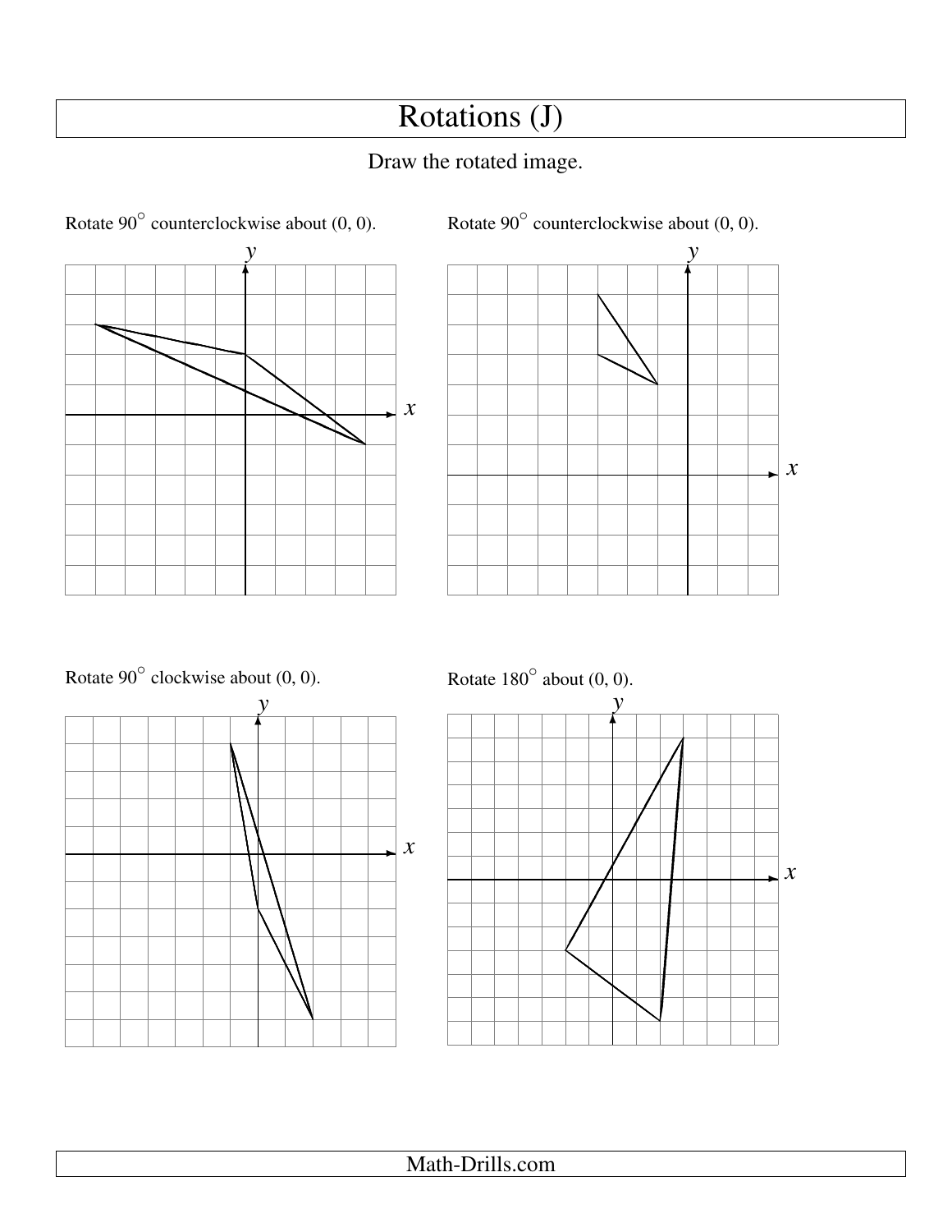# Rotations (J)

Draw the rotated image.

Rotate $90^\circ$ counterclockwise about (0, 0).

Rotate $90^\circ$ counterclockwise about (0, 0).

Rotate $90^\circ$ clockwise about (0, 0).

Rotate $180^\circ$ about (0, 0).

Math-Drills.com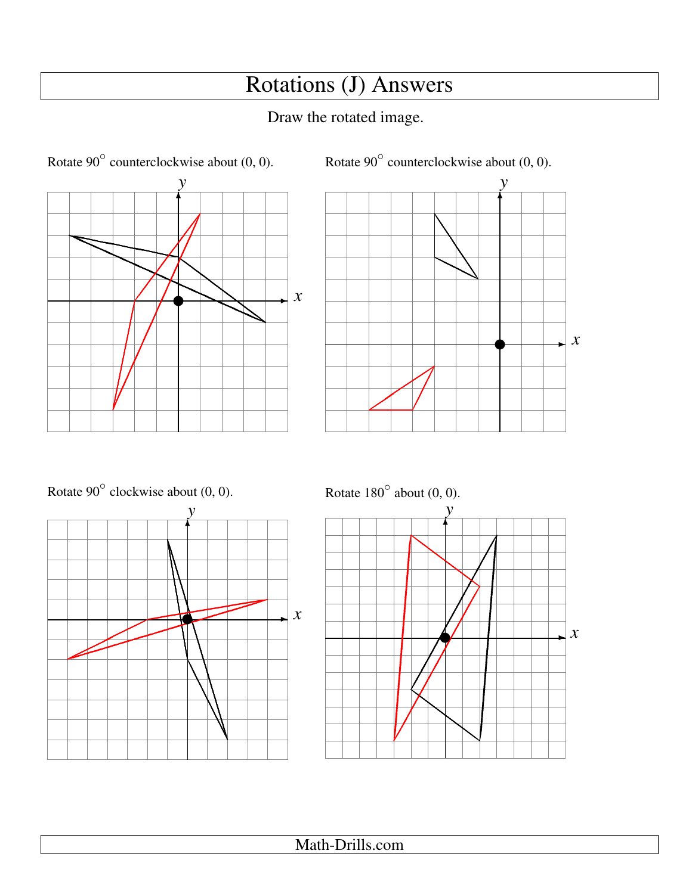# Rotations (J) Answers

Draw the rotated image.

Rotate 90° counterclockwise about (0, 0).

y

x

Rotate 90° counterclockwise about (0, 0).

y

x

Rotate 90° clockwise about (0, 0).

y

x

Rotate 180° about (0, 0).

y

x

Math-Drills.com